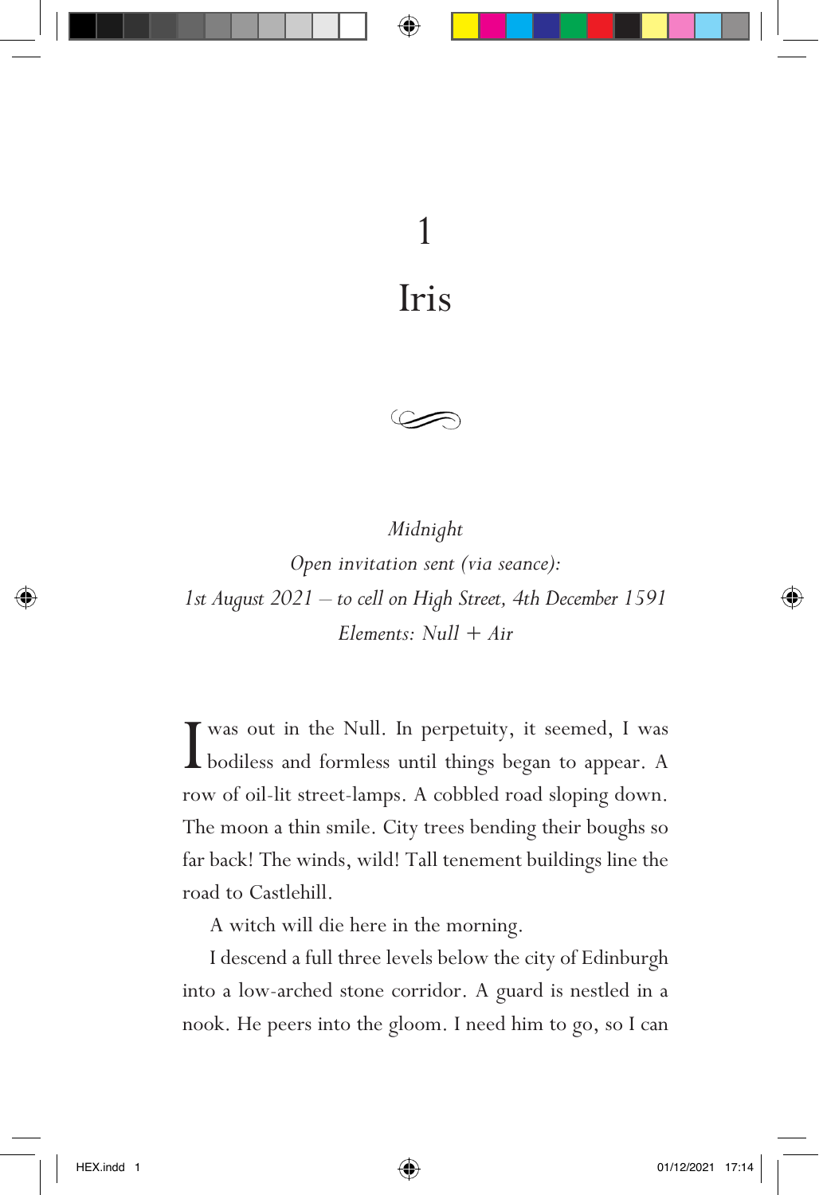# 1

# Iris

*Midnight*

*Open invitation sent (via seance):*

*1st August 2021 – to cell on High Street, 4th December 1591*

*Elements: Null + Air*

I was out in the Null. In perpetuity, it seemed, I was bodiless and formless until things began to appear. A row of oil-lit street-lamps. A cobbled road sloping down. The moon a thin smile. City trees bending their boughs so far back! The winds, wild! Tall tenement buildings line the road to Castlehill.

A witch will die here in the morning.

I descend a full three levels below the city of Edinburgh into a low-arched stone corridor. A guard is nestled in a nook. He peers into the gloom. I need him to go, so I can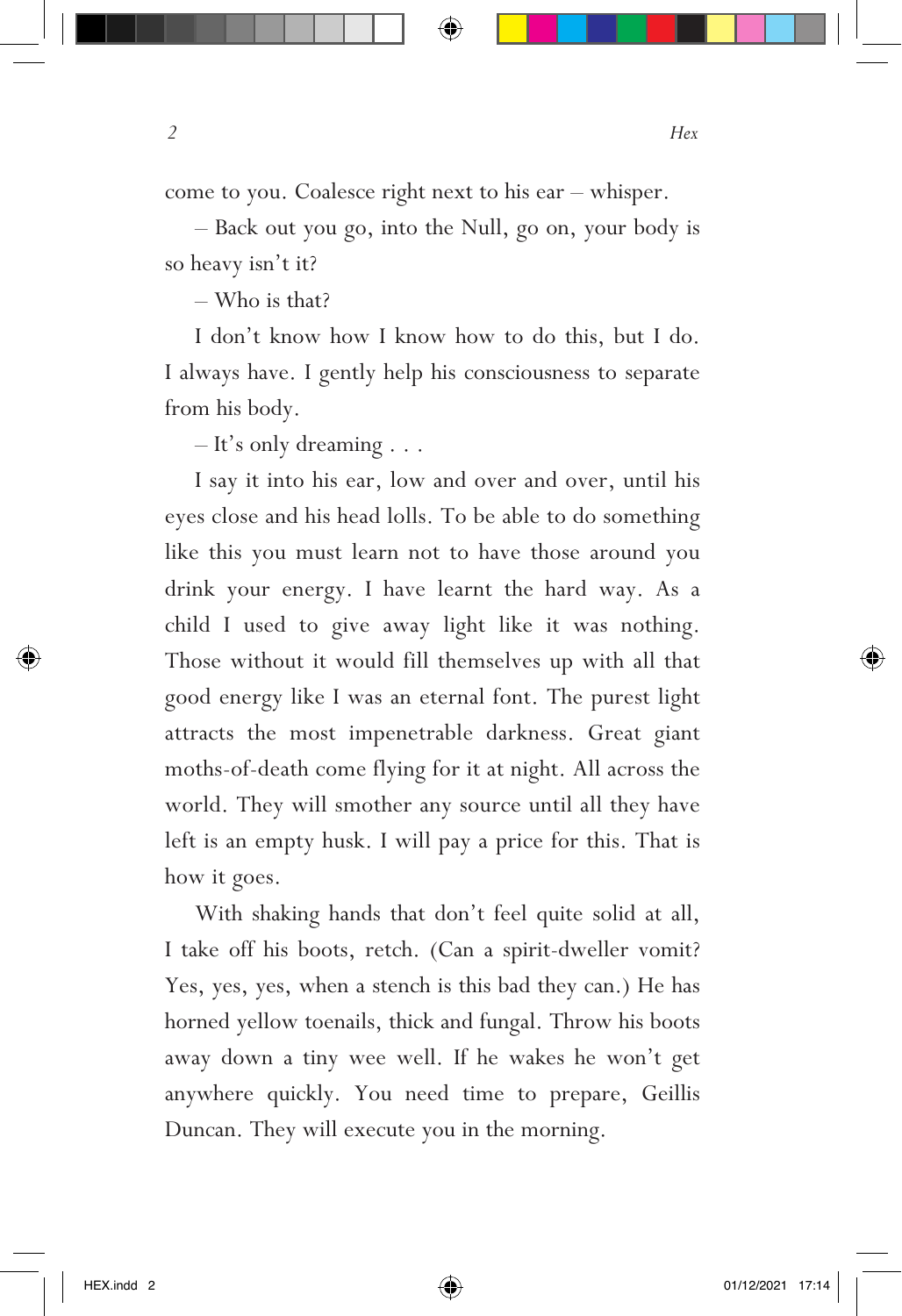come to you. Coalesce right next to his ear – whisper.

– Back out you go, into the Null, go on, your body is so heavy isn't it?

– Who is that?

I don't know how I know how to do this, but I do. I always have. I gently help his consciousness to separate from his body.

– It's only dreaming . . .

I say it into his ear, low and over and over, until his eyes close and his head lolls. To be able to do something like this you must learn not to have those around you drink your energy. I have learnt the hard way. As a child I used to give away light like it was nothing. Those without it would fill themselves up with all that good energy like I was an eternal font. The purest light attracts the most impenetrable darkness. Great giant moths-of-death come flying for it at night. All across the world. They will smother any source until all they have left is an empty husk. I will pay a price for this. That is how it goes.

With shaking hands that don't feel quite solid at all, I take off his boots, retch. (Can a spirit-dweller vomit? Yes, yes, yes, when a stench is this bad they can.) He has horned yellow toenails, thick and fungal. Throw his boots away down a tiny wee well. If he wakes he won't get anywhere quickly. You need time to prepare, Geillis Duncan. They will execute you in the morning.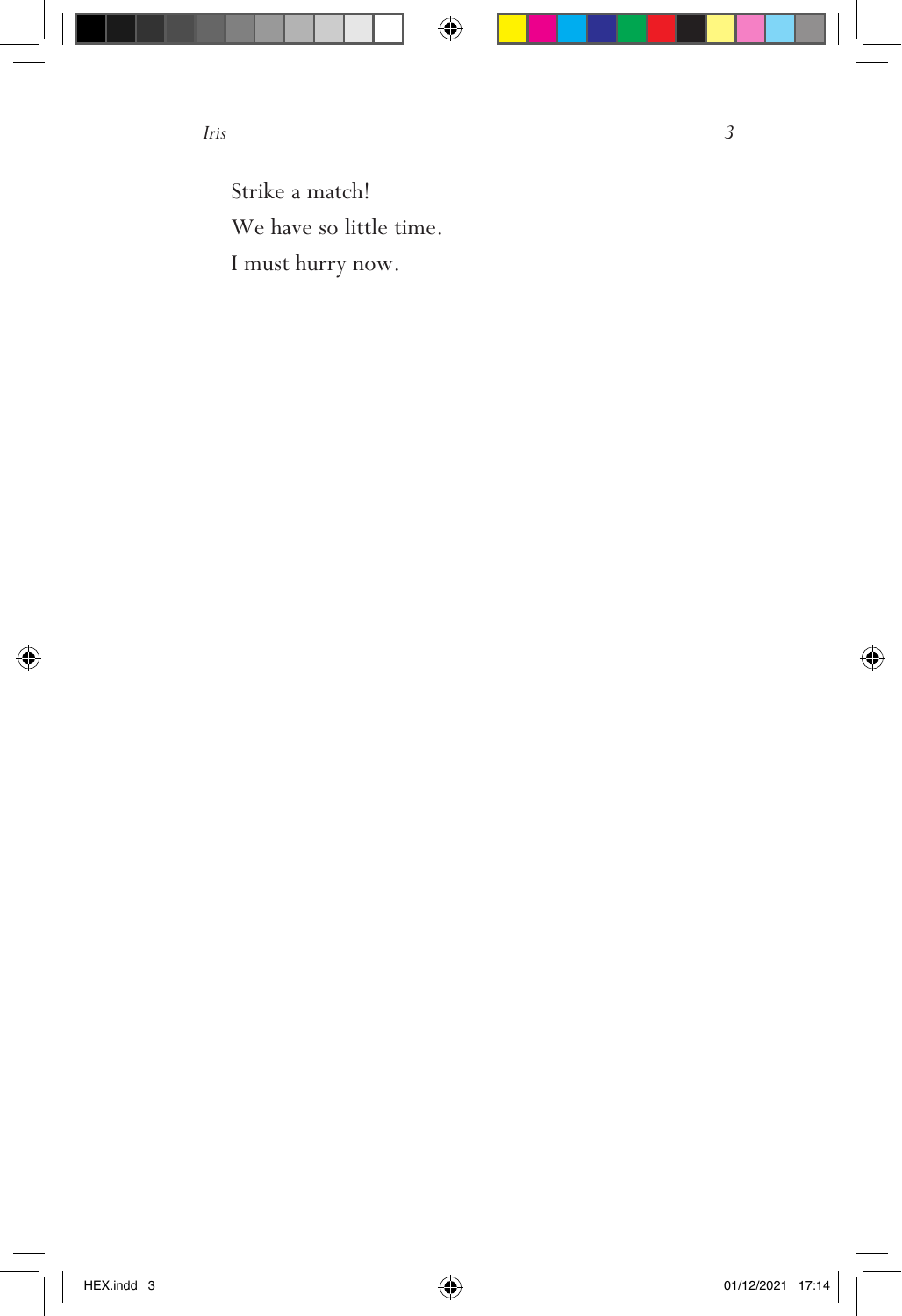Strike a match!  
We have so little time.  
I must hurry now.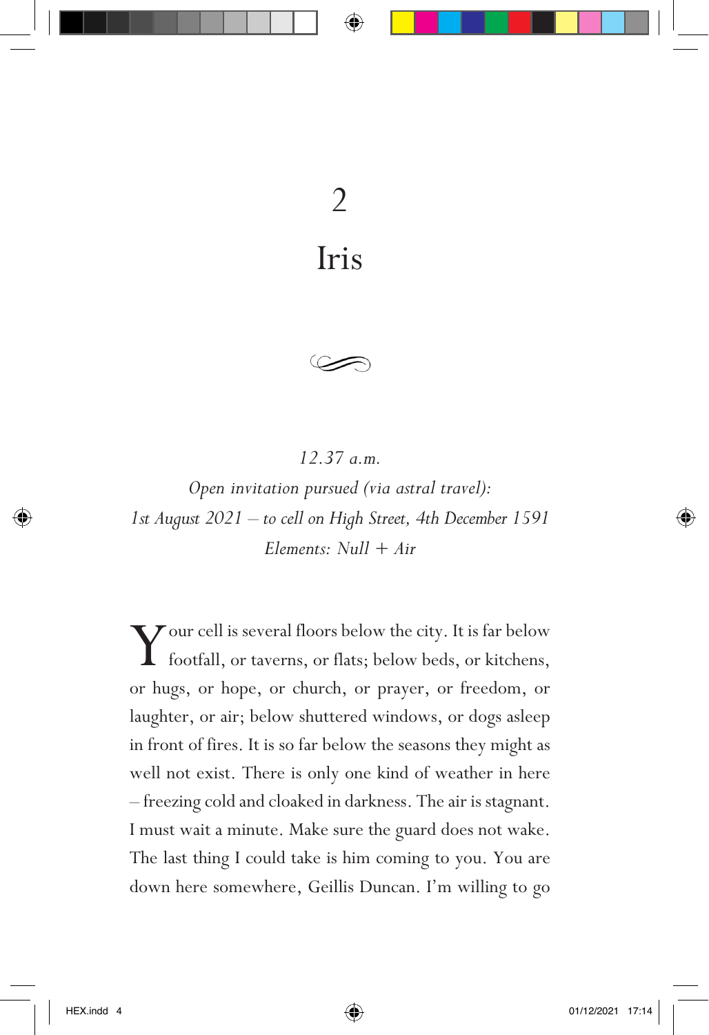# 2

# Iris

*12.37 a.m.*

*Open invitation pursued (via astral travel):*

*1st August 2021 – to cell on High Street, 4th December 1591*

*Elements: Null + Air*

Your cell is several floors below the city. It is far below footfall, or taverns, or flats; below beds, or kitchens, or hugs, or hope, or church, or prayer, or freedom, or laughter, or air; below shuttered windows, or dogs asleep in front of fires. It is so far below the seasons they might as well not exist. There is only one kind of weather in here – freezing cold and cloaked in darkness. The air is stagnant. I must wait a minute. Make sure the guard does not wake. The last thing I could take is him coming to you. You are down here somewhere, Geillis Duncan. I'm willing to go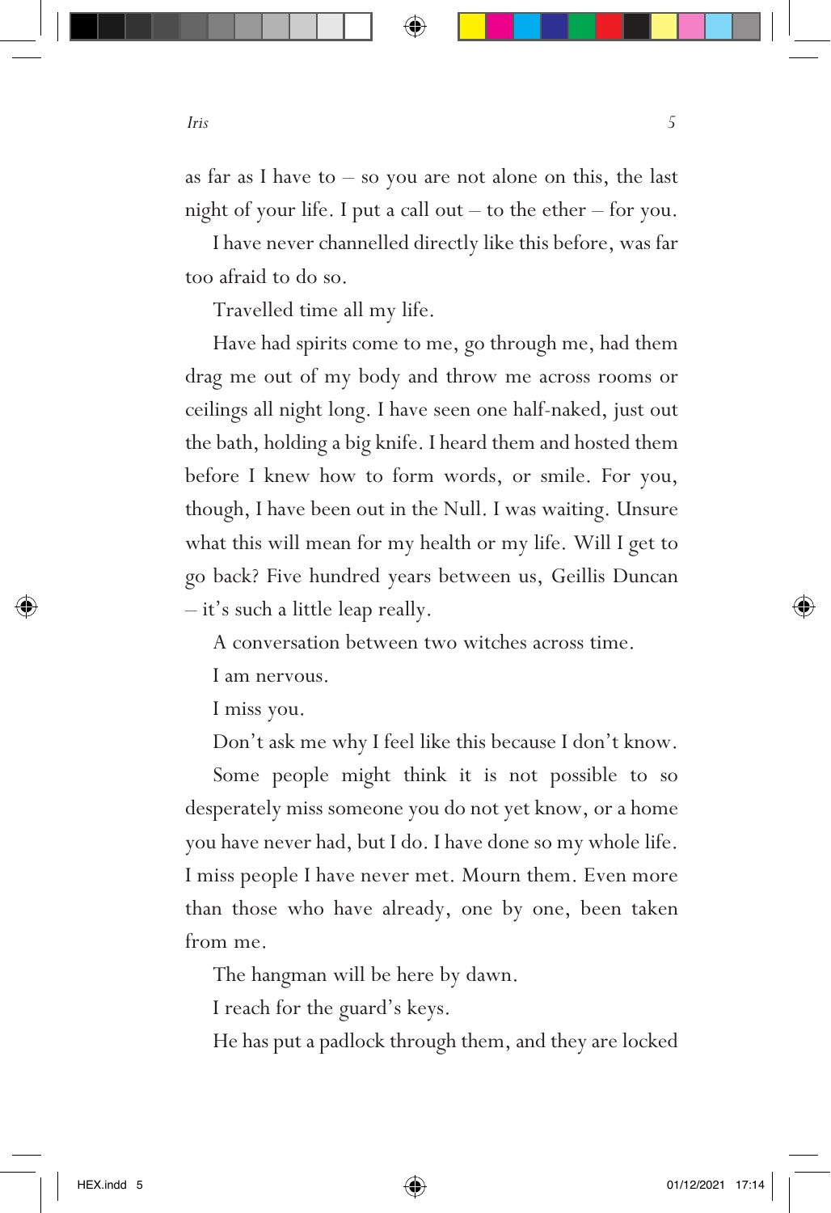as far as I have to – so you are not alone on this, the last night of your life. I put a call out – to the ether – for you.

I have never channelled directly like this before, was far too afraid to do so.

Travelled time all my life.

Have had spirits come to me, go through me, had them drag me out of my body and throw me across rooms or ceilings all night long. I have seen one half-naked, just out the bath, holding a big knife. I heard them and hosted them before I knew how to form words, or smile. For you, though, I have been out in the Null. I was waiting. Unsure what this will mean for my health or my life. Will I get to go back? Five hundred years between us, Geillis Duncan – it's such a little leap really.

A conversation between two witches across time.

I am nervous.

I miss you.

Don't ask me why I feel like this because I don't know.

Some people might think it is not possible to so desperately miss someone you do not yet know, or a home you have never had, but I do. I have done so my whole life. I miss people I have never met. Mourn them. Even more than those who have already, one by one, been taken from me.

The hangman will be here by dawn.

I reach for the guard's keys.

He has put a padlock through them, and they are locked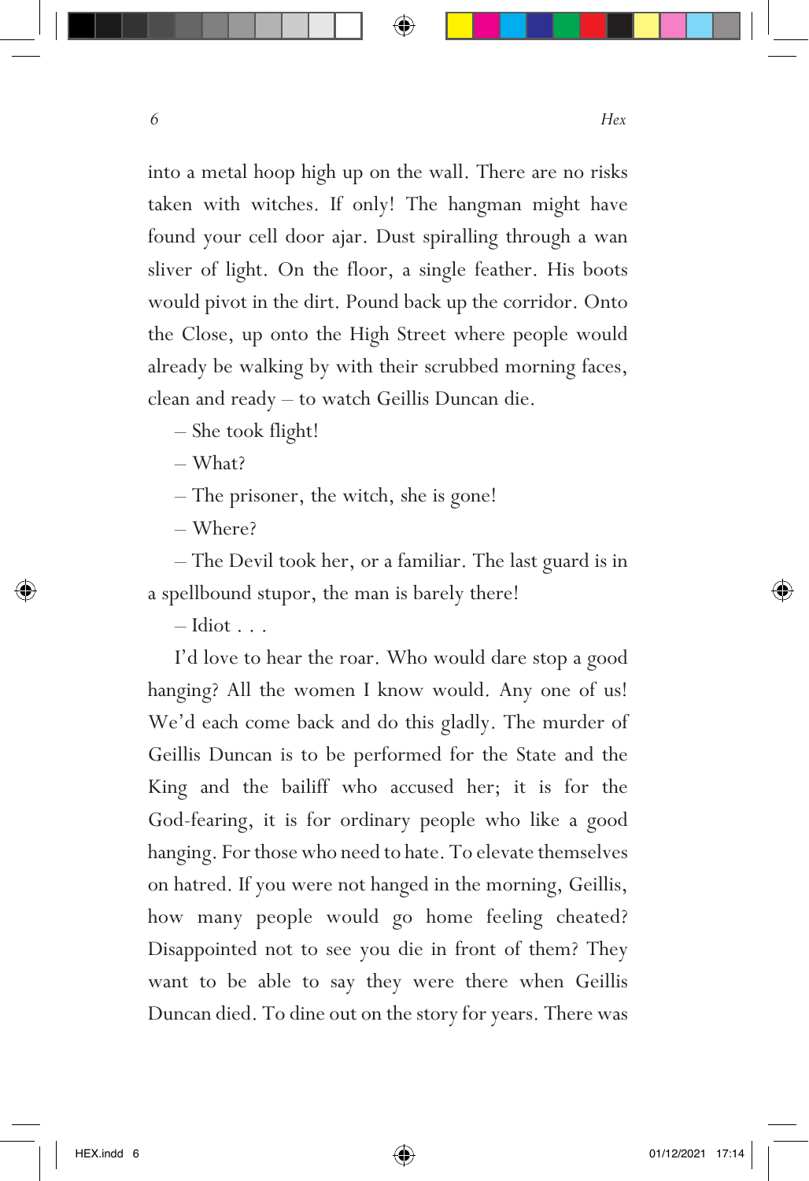into a metal hoop high up on the wall. There are no risks taken with witches. If only! The hangman might have found your cell door ajar. Dust spiralling through a wan sliver of light. On the floor, a single feather. His boots would pivot in the dirt. Pound back up the corridor. Onto the Close, up onto the High Street where people would already be walking by with their scrubbed morning faces, clean and ready – to watch Geillis Duncan die.

– She took flight!

– What?

– The prisoner, the witch, she is gone!

– Where?

– The Devil took her, or a familiar. The last guard is in a spellbound stupor, the man is barely there!

– Idiot . . .

I'd love to hear the roar. Who would dare stop a good hanging? All the women I know would. Any one of us! We'd each come back and do this gladly. The murder of Geillis Duncan is to be performed for the State and the King and the bailiff who accused her; it is for the God-fearing, it is for ordinary people who like a good hanging. For those who need to hate. To elevate themselves on hatred. If you were not hanged in the morning, Geillis, how many people would go home feeling cheated? Disappointed not to see you die in front of them? They want to be able to say they were there when Geillis Duncan died. To dine out on the story for years. There was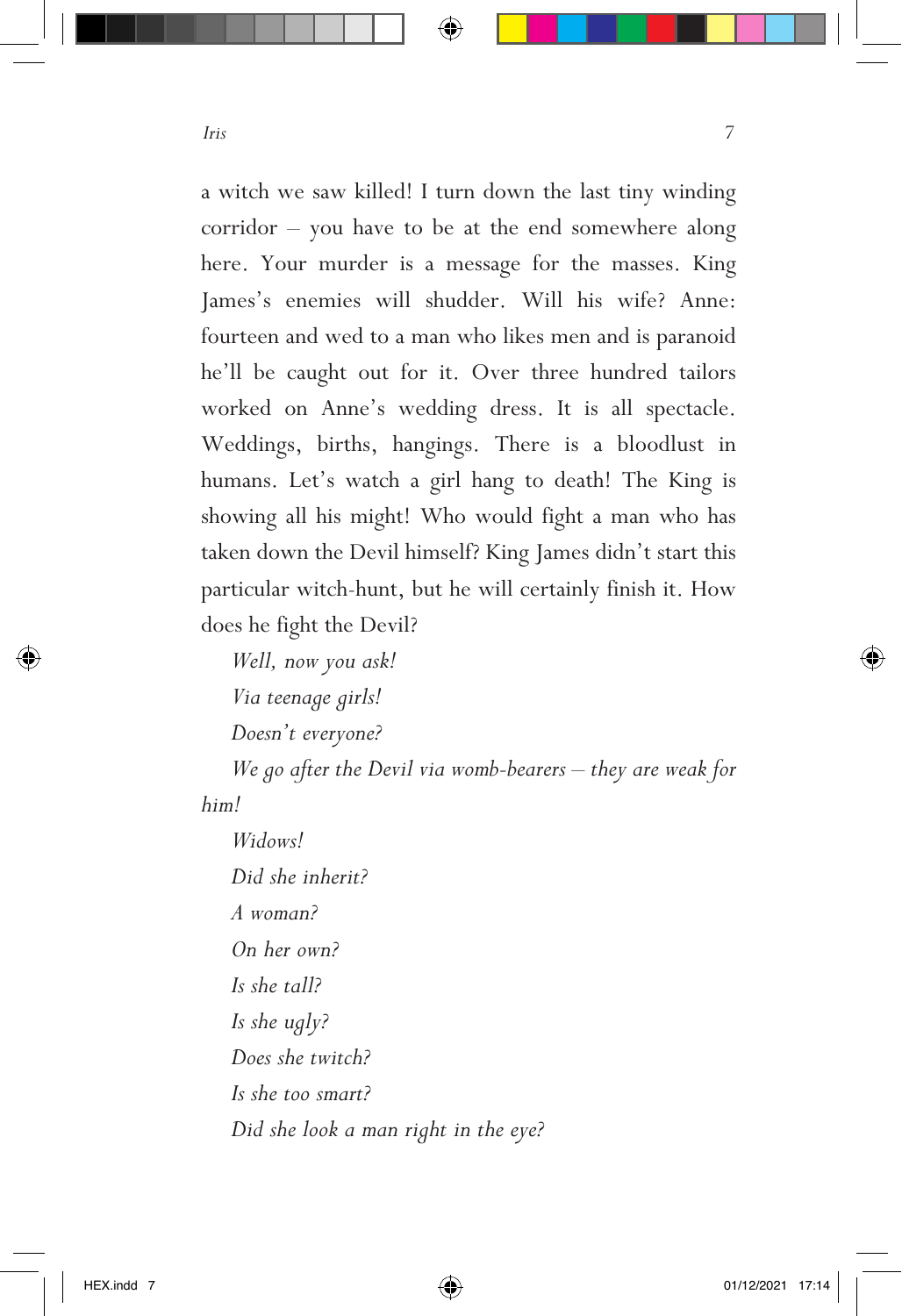a witch we saw killed! I turn down the last tiny winding corridor – you have to be at the end somewhere along here. Your murder is a message for the masses. King James's enemies will shudder. Will his wife? Anne: fourteen and wed to a man who likes men and is paranoid he'll be caught out for it. Over three hundred tailors worked on Anne's wedding dress. It is all spectacle. Weddings, births, hangings. There is a bloodlust in humans. Let's watch a girl hang to death! The King is showing all his might! Who would fight a man who has taken down the Devil himself? King James didn't start this particular witch-hunt, but he will certainly finish it. How does he fight the Devil?

*Well, now you ask!*

*Via teenage girls!*

*Doesn't everyone?*

*We go after the Devil via womb-bearers – they are weak for him!*

*Widows!*

*Did she inherit?*

*A woman?*

*On her own?*

*Is she tall?*

*Is she ugly?*

*Does she twitch?*

*Is she too smart?*

*Did she look a man right in the eye?*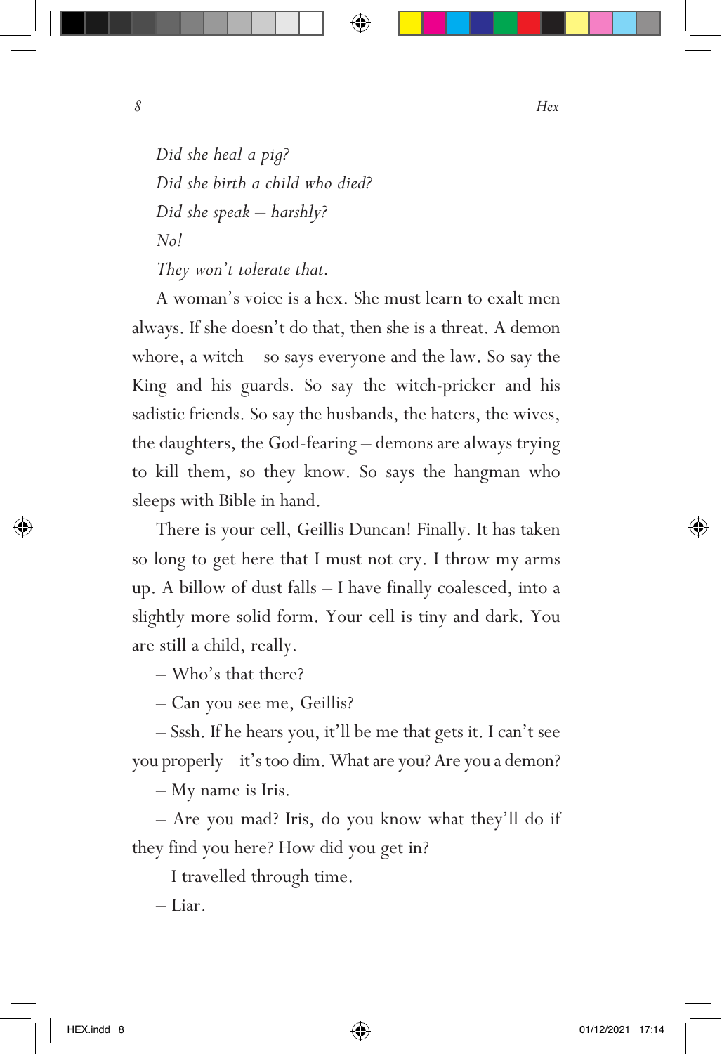*Did she heal a pig?*

*Did she birth a child who died?*

*Did she speak – harshly?*

*No!*

*They won't tolerate that.*

A woman's voice is a hex. She must learn to exalt men always. If she doesn't do that, then she is a threat. A demon whore, a witch – so says everyone and the law. So say the King and his guards. So say the witch-pricker and his sadistic friends. So say the husbands, the haters, the wives, the daughters, the God-fearing – demons are always trying to kill them, so they know. So says the hangman who sleeps with Bible in hand.

There is your cell, Geillis Duncan! Finally. It has taken so long to get here that I must not cry. I throw my arms up. A billow of dust falls – I have finally coalesced, into a slightly more solid form. Your cell is tiny and dark. You are still a child, really.

– Who's that there?

– Can you see me, Geillis?

– Sssh. If he hears you, it'll be me that gets it. I can't see you properly – it's too dim. What are you? Are you a demon?

– My name is Iris.

– Are you mad? Iris, do you know what they'll do if they find you here? How did you get in?

– I travelled through time.

– Liar.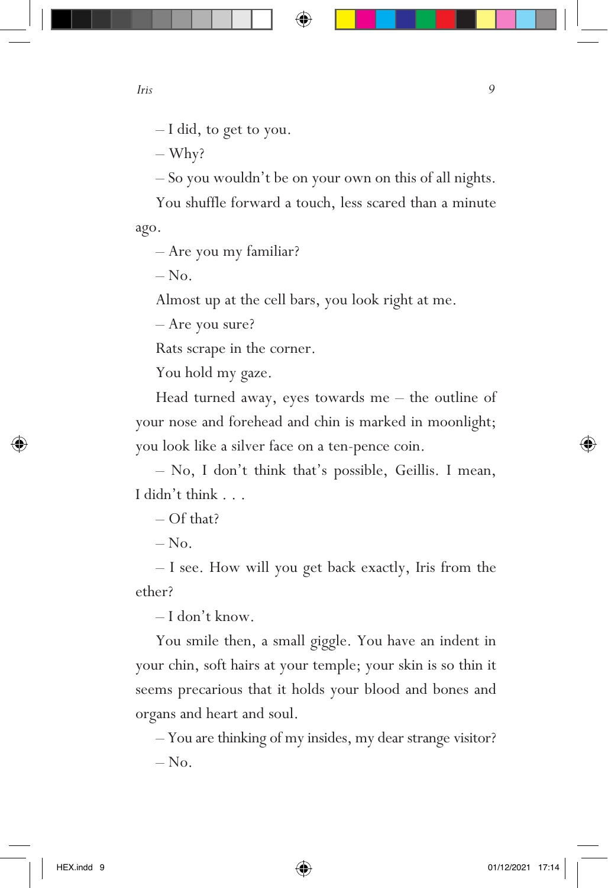– I did, to get to you.

– Why?

– So you wouldn't be on your own on this of all nights.

You shuffle forward a touch, less scared than a minute ago.

– Are you my familiar?

– No.

Almost up at the cell bars, you look right at me.

– Are you sure?

Rats scrape in the corner.

You hold my gaze.

Head turned away, eyes towards me – the outline of your nose and forehead and chin is marked in moonlight; you look like a silver face on a ten-pence coin.

– No, I don't think that's possible, Geillis. I mean, I didn't think . . .

– Of that?

– No.

– I see. How will you get back exactly, Iris from the ether?

– I don't know.

You smile then, a small giggle. You have an indent in your chin, soft hairs at your temple; your skin is so thin it seems precarious that it holds your blood and bones and organs and heart and soul.

– You are thinking of my insides, my dear strange visitor?

– No.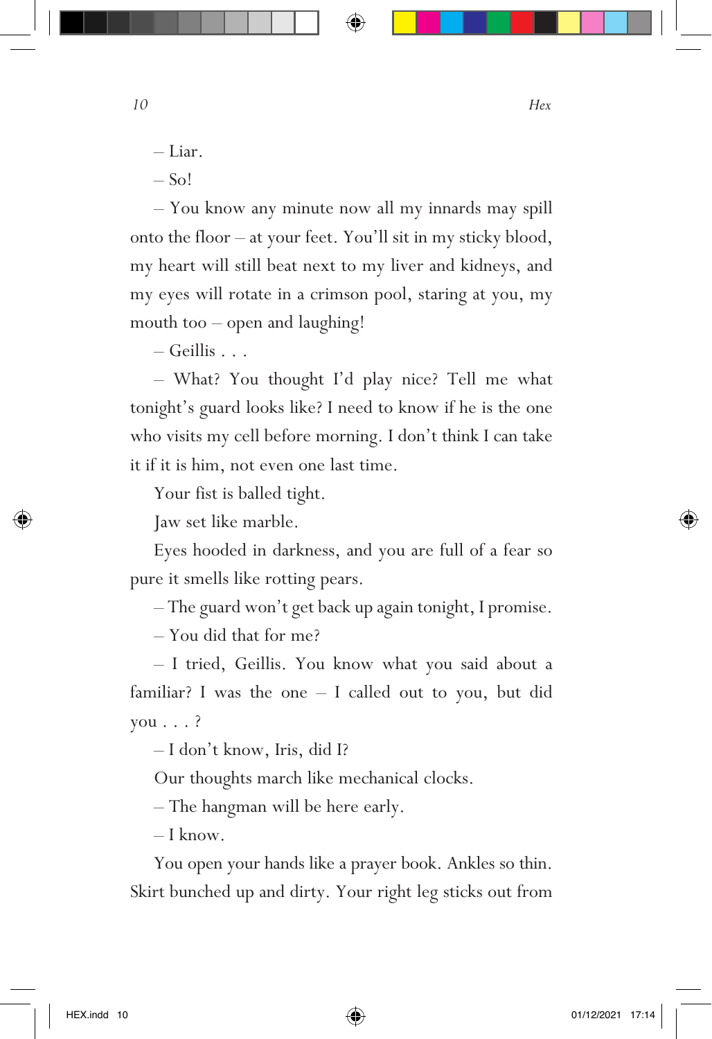– Liar.

– So!

– You know any minute now all my innards may spill onto the floor – at your feet. You'll sit in my sticky blood, my heart will still beat next to my liver and kidneys, and my eyes will rotate in a crimson pool, staring at you, my mouth too – open and laughing!

– Geillis . . .

– What? You thought I'd play nice? Tell me what tonight's guard looks like? I need to know if he is the one who visits my cell before morning. I don't think I can take it if it is him, not even one last time.

Your fist is balled tight.

Jaw set like marble.

Eyes hooded in darkness, and you are full of a fear so pure it smells like rotting pears.

– The guard won't get back up again tonight, I promise.

– You did that for me?

– I tried, Geillis. You know what you said about a familiar? I was the one – I called out to you, but did you . . . ?

– I don't know, Iris, did I?

Our thoughts march like mechanical clocks.

– The hangman will be here early.

– I know.

You open your hands like a prayer book. Ankles so thin. Skirt bunched up and dirty. Your right leg sticks out from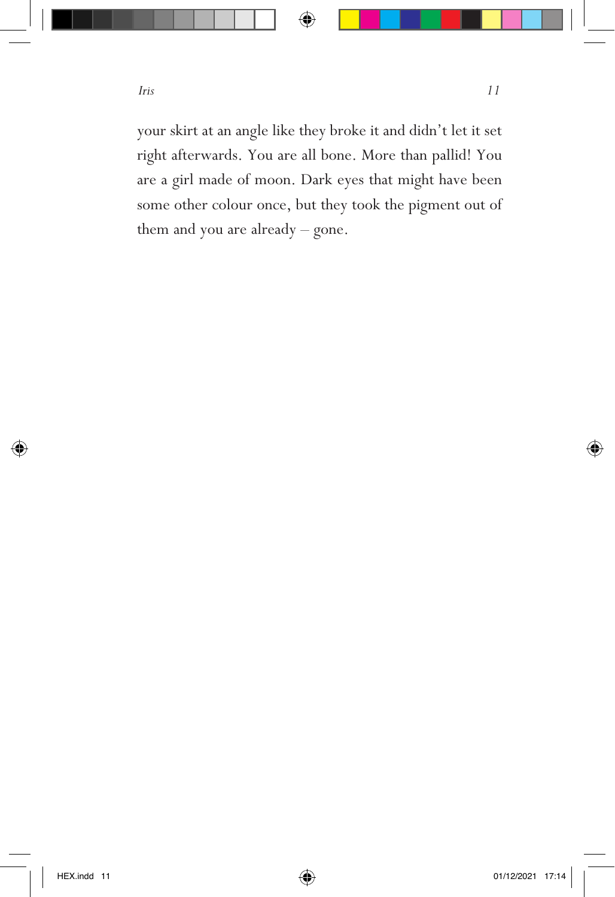your skirt at an angle like they broke it and didn't let it set right afterwards. You are all bone. More than pallid! You are a girl made of moon. Dark eyes that might have been some other colour once, but they took the pigment out of them and you are already – gone.